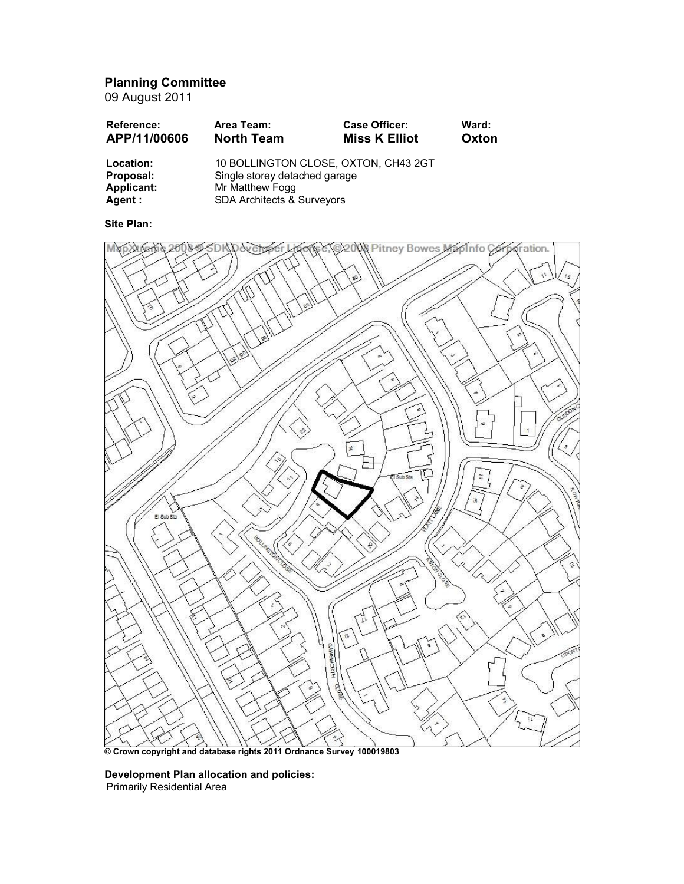**Planning Committee**
09 August 2011

| Reference: | Area Team: | Case Officer: | Ward: |
|---|---|---|---|
| **APP/11/00606** | **North Team** | **Miss K Elliot** | **Oxton** |

**Location:** 10 BOLLINGTON CLOSE, OXTON, CH43 2GT
**Proposal:** Single storey detached garage
**Applicant:** Mr Matthew Fogg
**Agent :** SDA Architects & Surveyors

**Site Plan:**

MapXtreme 2008 © SDK Developer License, © 2008 Pitney Bowes MapInfo Corporation.

**© Crown copyright and database rights 2011 Ordnance Survey 100019803**

**Development Plan allocation and policies:**
Primarily Residential Area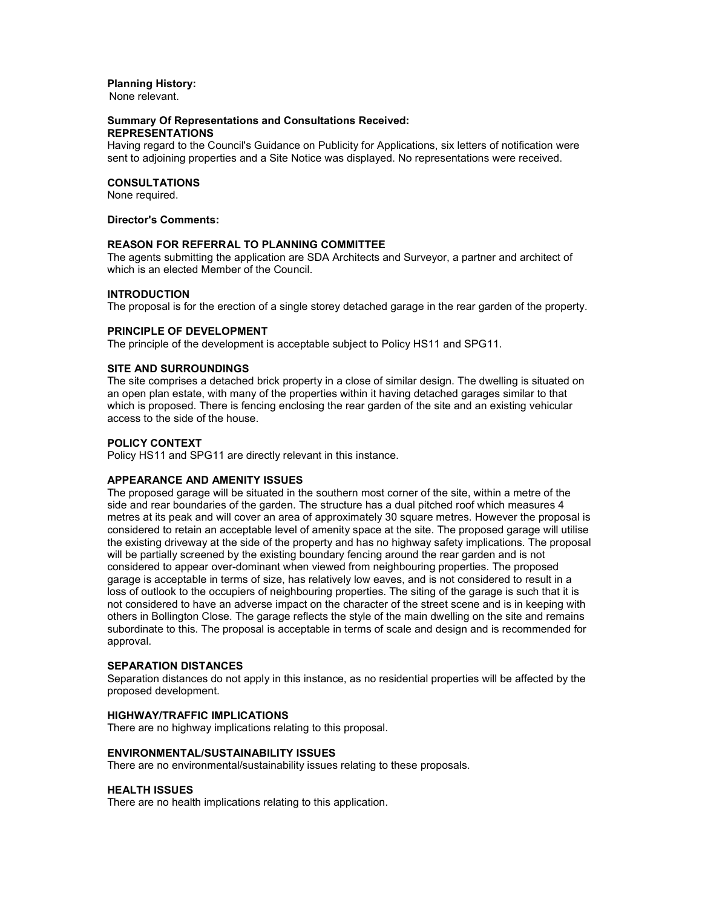**Planning History:**
None relevant.

**Summary Of Representations and Consultations Received:**
**REPRESENTATIONS**
Having regard to the Council's Guidance on Publicity for Applications, six letters of notification were sent to adjoining properties and a Site Notice was displayed. No representations were received.

**CONSULTATIONS**
None required.

**Director's Comments:**

**REASON FOR REFERRAL TO PLANNING COMMITTEE**
The agents submitting the application are SDA Architects and Surveyor, a partner and architect of which is an elected Member of the Council.

**INTRODUCTION**
The proposal is for the erection of a single storey detached garage in the rear garden of the property.

**PRINCIPLE OF DEVELOPMENT**
The principle of the development is acceptable subject to Policy HS11 and SPG11.

**SITE AND SURROUNDINGS**
The site comprises a detached brick property in a close of similar design. The dwelling is situated on an open plan estate, with many of the properties within it having detached garages similar to that which is proposed. There is fencing enclosing the rear garden of the site and an existing vehicular access to the side of the house.

**POLICY CONTEXT**
Policy HS11 and SPG11 are directly relevant in this instance.

**APPEARANCE AND AMENITY ISSUES**
The proposed garage will be situated in the southern most corner of the site, within a metre of the side and rear boundaries of the garden. The structure has a dual pitched roof which measures 4 metres at its peak and will cover an area of approximately 30 square metres. However the proposal is considered to retain an acceptable level of amenity space at the site. The proposed garage will utilise the existing driveway at the side of the property and has no highway safety implications. The proposal will be partially screened by the existing boundary fencing around the rear garden and is not considered to appear over-dominant when viewed from neighbouring properties. The proposed garage is acceptable in terms of size, has relatively low eaves, and is not considered to result in a loss of outlook to the occupiers of neighbouring properties. The siting of the garage is such that it is not considered to have an adverse impact on the character of the street scene and is in keeping with others in Bollington Close. The garage reflects the style of the main dwelling on the site and remains subordinate to this. The proposal is acceptable in terms of scale and design and is recommended for approval.

**SEPARATION DISTANCES**
Separation distances do not apply in this instance, as no residential properties will be affected by the proposed development.

**HIGHWAY/TRAFFIC IMPLICATIONS**
There are no highway implications relating to this proposal.

**ENVIRONMENTAL/SUSTAINABILITY ISSUES**
There are no environmental/sustainability issues relating to these proposals.

**HEALTH ISSUES**
There are no health implications relating to this application.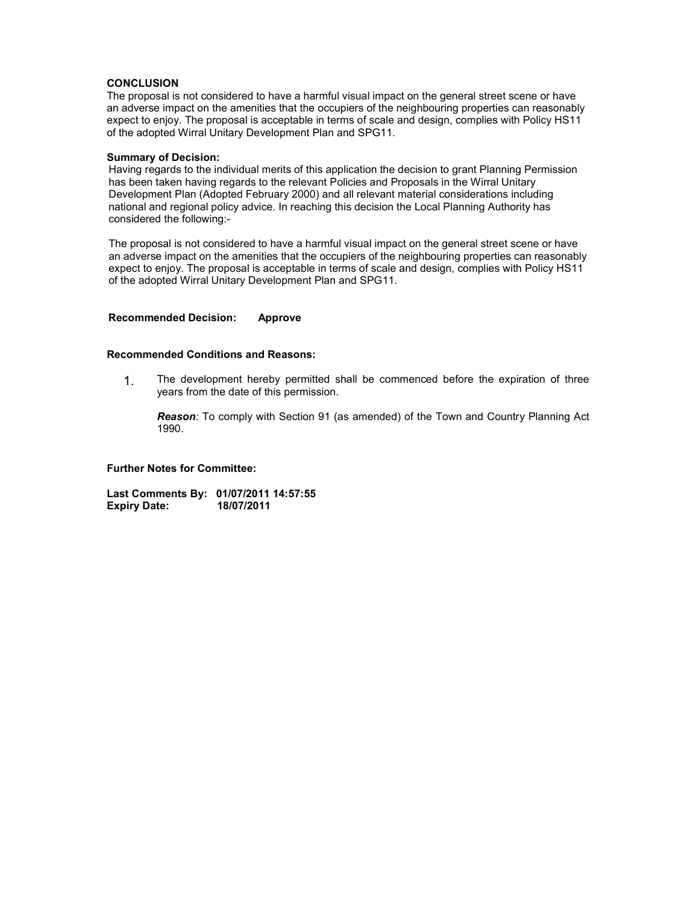**CONCLUSION**

The proposal is not considered to have a harmful visual impact on the general street scene or have an adverse impact on the amenities that the occupiers of the neighbouring properties can reasonably expect to enjoy. The proposal is acceptable in terms of scale and design, complies with Policy HS11 of the adopted Wirral Unitary Development Plan and SPG11.

**Summary of Decision:**

Having regards to the individual merits of this application the decision to grant Planning Permission has been taken having regards to the relevant Policies and Proposals in the Wirral Unitary Development Plan (Adopted February 2000) and all relevant material considerations including national and regional policy advice. In reaching this decision the Local Planning Authority has considered the following:-

The proposal is not considered to have a harmful visual impact on the general street scene or have an adverse impact on the amenities that the occupiers of the neighbouring properties can reasonably expect to enjoy. The proposal is acceptable in terms of scale and design, complies with Policy HS11 of the adopted Wirral Unitary Development Plan and SPG11.

**Recommended Decision: Approve**

**Recommended Conditions and Reasons:**

1. The development hereby permitted shall be commenced before the expiration of three years from the date of this permission.

   ***Reason****:* To comply with Section 91 (as amended) of the Town and Country Planning Act 1990.

**Further Notes for Committee:**

**Last Comments By: 01/07/2011 14:57:55**
**Expiry Date: 18/07/2011**